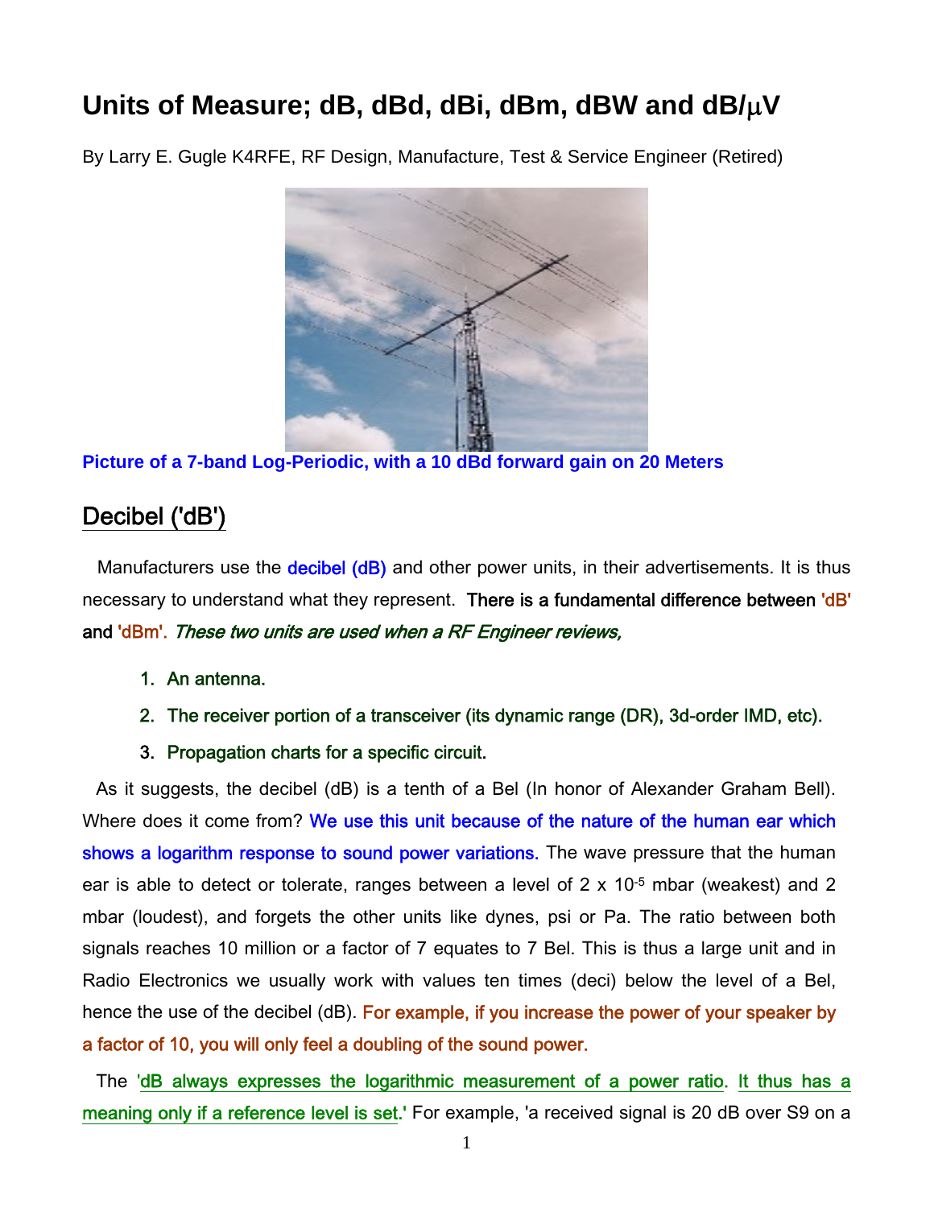# Units of Measure; dB, dBd, dBi, dBm, dBW and dB/μV

By Larry E. Gugle K4RFE, RF Design, Manufacture, Test & Service Engineer (Retired)

**Picture of a 7-band Log-Periodic, with a 10 dBd forward gain on 20 Meters**

## Decibel ('dB')

Manufacturers use the decibel (dB) and other power units, in their advertisements. It is thus necessary to understand what they represent. There is a fundamental difference between 'dB' and 'dBm'. *These two units are used when a RF Engineer reviews,*

1. An antenna.
2. The receiver portion of a transceiver (its dynamic range (DR), 3d-order IMD, etc).
3. Propagation charts for a specific circuit.

As it suggests, the decibel (dB) is a tenth of a Bel (In honor of Alexander Graham Bell). Where does it come from? We use this unit because of the nature of the human ear which shows a logarithm response to sound power variations. The wave pressure that the human ear is able to detect or tolerate, ranges between a level of 2 x $10^{-5}$ mbar (weakest) and 2 mbar (loudest), and forgets the other units like dynes, psi or Pa. The ratio between both signals reaches 10 million or a factor of 7 equates to 7 Bel. This is thus a large unit and in Radio Electronics we usually work with values ten times (deci) below the level of a Bel, hence the use of the decibel (dB). For example, if you increase the power of your speaker by a factor of 10, you will only feel a doubling of the sound power.

The 'dB always expresses the logarithmic measurement of a power ratio. It thus has a meaning only if a reference level is set.' For example, 'a received signal is 20 dB over S9 on a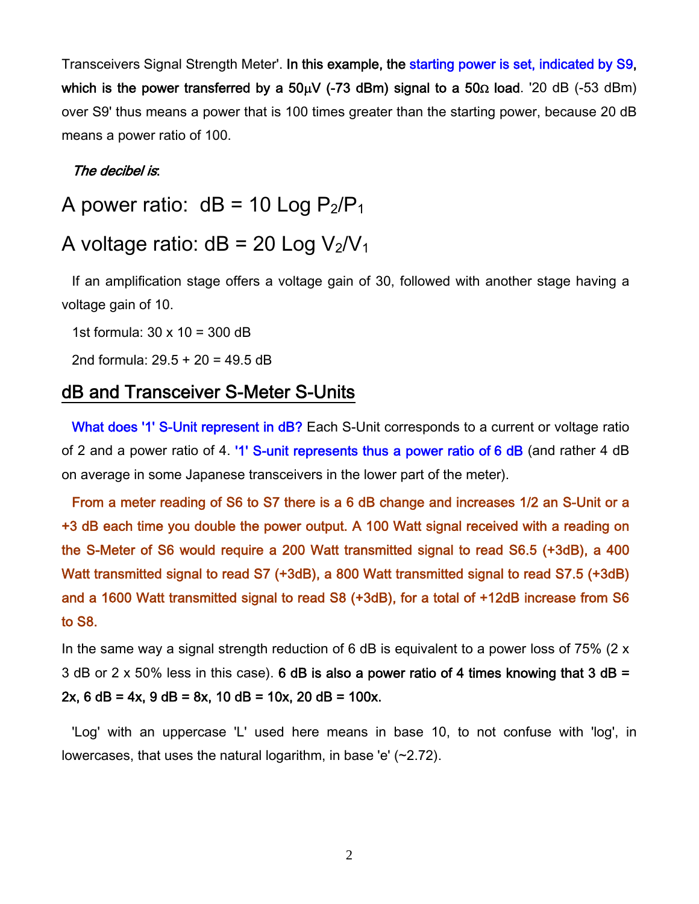Transceivers Signal Strength Meter'. **In this example, the starting power is set, indicated by S9, which is the power transferred by a 50µV (-73 dBm) signal to a 50Ω load**. '20 dB (-53 dBm) over S9' thus means a power that is 100 times greater than the starting power, because 20 dB means a power ratio of 100.

***The decibel is*:**

A power ratio: $dB = 10 \text{ Log } P_2/P_1$

A voltage ratio: $dB = 20 \text{ Log } V_2/V_1$

If an amplification stage offers a voltage gain of 30, followed with another stage having a voltage gain of 10.

1st formula: 30 x 10 = 300 dB

2nd formula: 29.5 + 20 = 49.5 dB

## dB and Transceiver S-Meter S-Units

What does '1' S-Unit represent in dB? Each S-Unit corresponds to a current or voltage ratio of 2 and a power ratio of 4. '1' S-unit represents thus a power ratio of 6 dB (and rather 4 dB on average in some Japanese transceivers in the lower part of the meter).

**From a meter reading of S6 to S7 there is a 6 dB change and increases 1/2 an S-Unit or a +3 dB each time you double the power output. A 100 Watt signal received with a reading on the S-Meter of S6 would require a 200 Watt transmitted signal to read S6.5 (+3dB), a 400 Watt transmitted signal to read S7 (+3dB), a 800 Watt transmitted signal to read S7.5 (+3dB) and a 1600 Watt transmitted signal to read S8 (+3dB), for a total of +12dB increase from S6 to S8.**

In the same way a signal strength reduction of 6 dB is equivalent to a power loss of 75% (2 x 3 dB or 2 x 50% less in this case). **6 dB is also a power ratio of 4 times knowing that 3 dB = 2x, 6 dB = 4x, 9 dB = 8x, 10 dB = 10x, 20 dB = 100x.**

'Log' with an uppercase 'L' used here means in base 10, to not confuse with 'log', in lowercases, that uses the natural logarithm, in base 'e' (~2.72).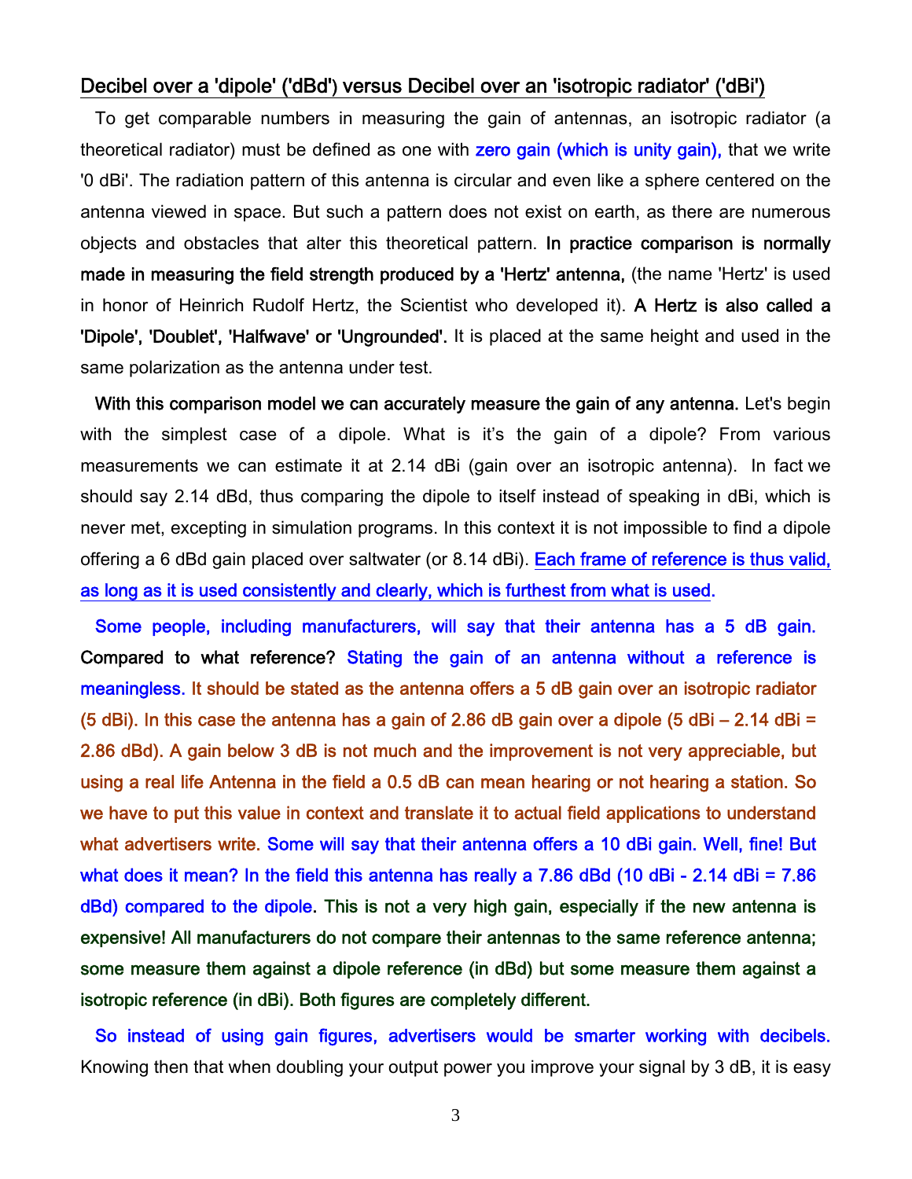## Decibel over a 'dipole' ('dBd') versus Decibel over an 'isotropic radiator' ('dBi')

To get comparable numbers in measuring the gain of antennas, an isotropic radiator (a theoretical radiator) must be defined as one with zero gain (which is unity gain), that we write '0 dBi'. The radiation pattern of this antenna is circular and even like a sphere centered on the antenna viewed in space. But such a pattern does not exist on earth, as there are numerous objects and obstacles that alter this theoretical pattern. **In practice comparison is normally made in measuring the field strength produced by a 'Hertz' antenna,** (the name 'Hertz' is used in honor of Heinrich Rudolf Hertz, the Scientist who developed it). **A Hertz is also called a 'Dipole', 'Doublet', 'Halfwave' or 'Ungrounded'.** It is placed at the same height and used in the same polarization as the antenna under test.

**With this comparison model we can accurately measure the gain of any antenna.** Let's begin with the simplest case of a dipole. What is it's the gain of a dipole? From various measurements we can estimate it at 2.14 dBi (gain over an isotropic antenna). In fact we should say 2.14 dBd, thus comparing the dipole to itself instead of speaking in dBi, which is never met, excepting in simulation programs. In this context it is not impossible to find a dipole offering a 6 dBd gain placed over saltwater (or 8.14 dBi). Each frame of reference is thus valid, as long as it is used consistently and clearly, which is furthest from what is used.

Some people, including manufacturers, will say that their antenna has a 5 dB gain. Compared to what reference? Stating the gain of an antenna without a reference is meaningless. It should be stated as the antenna offers a 5 dB gain over an isotropic radiator (5 dBi). In this case the antenna has a gain of 2.86 dB gain over a dipole (5 dBi – 2.14 dBi = 2.86 dBd). A gain below 3 dB is not much and the improvement is not very appreciable, but using a real life Antenna in the field a 0.5 dB can mean hearing or not hearing a station. So we have to put this value in context and translate it to actual field applications to understand what advertisers write. Some will say that their antenna offers a 10 dBi gain. Well, fine! But what does it mean? In the field this antenna has really a 7.86 dBd (10 dBi - 2.14 dBi = 7.86 dBd) compared to the dipole. This is not a very high gain, especially if the new antenna is expensive! All manufacturers do not compare their antennas to the same reference antenna; some measure them against a dipole reference (in dBd) but some measure them against a isotropic reference (in dBi). Both figures are completely different.

So instead of using gain figures, advertisers would be smarter working with decibels. Knowing then that when doubling your output power you improve your signal by 3 dB, it is easy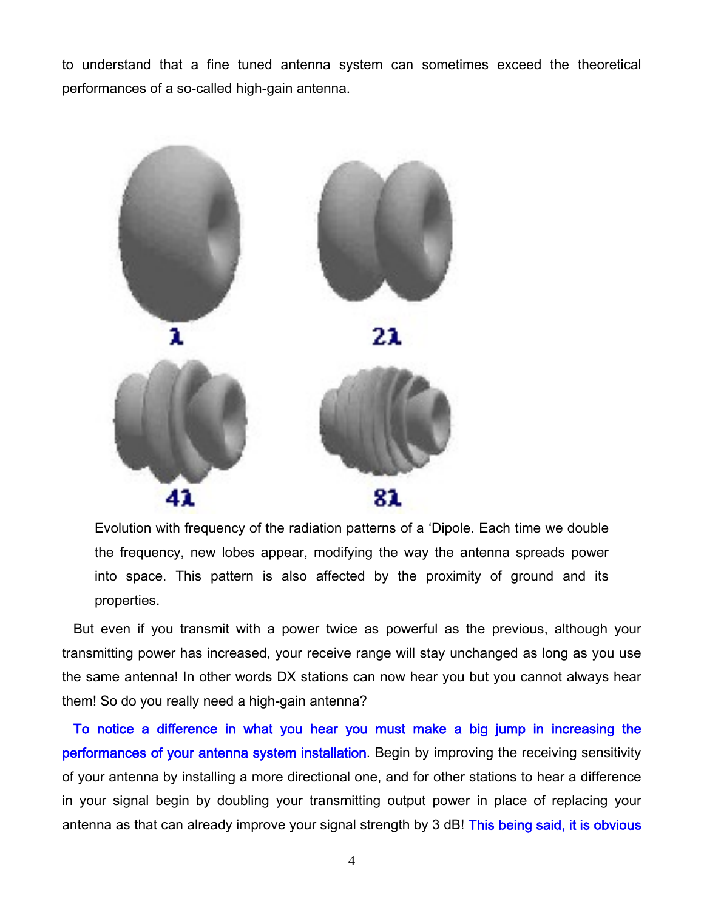to understand that a fine tuned antenna system can sometimes exceed the theoretical performances of a so-called high-gain antenna.

Evolution with frequency of the radiation patterns of a 'Dipole. Each time we double the frequency, new lobes appear, modifying the way the antenna spreads power into space. This pattern is also affected by the proximity of ground and its properties.

But even if you transmit with a power twice as powerful as the previous, although your transmitting power has increased, your receive range will stay unchanged as long as you use the same antenna! In other words DX stations can now hear you but you cannot always hear them! So do you really need a high-gain antenna?

To notice a difference in what you hear you must make a big jump in increasing the performances of your antenna system installation. Begin by improving the receiving sensitivity of your antenna by installing a more directional one, and for other stations to hear a difference in your signal begin by doubling your transmitting output power in place of replacing your antenna as that can already improve your signal strength by 3 dB! This being said, it is obvious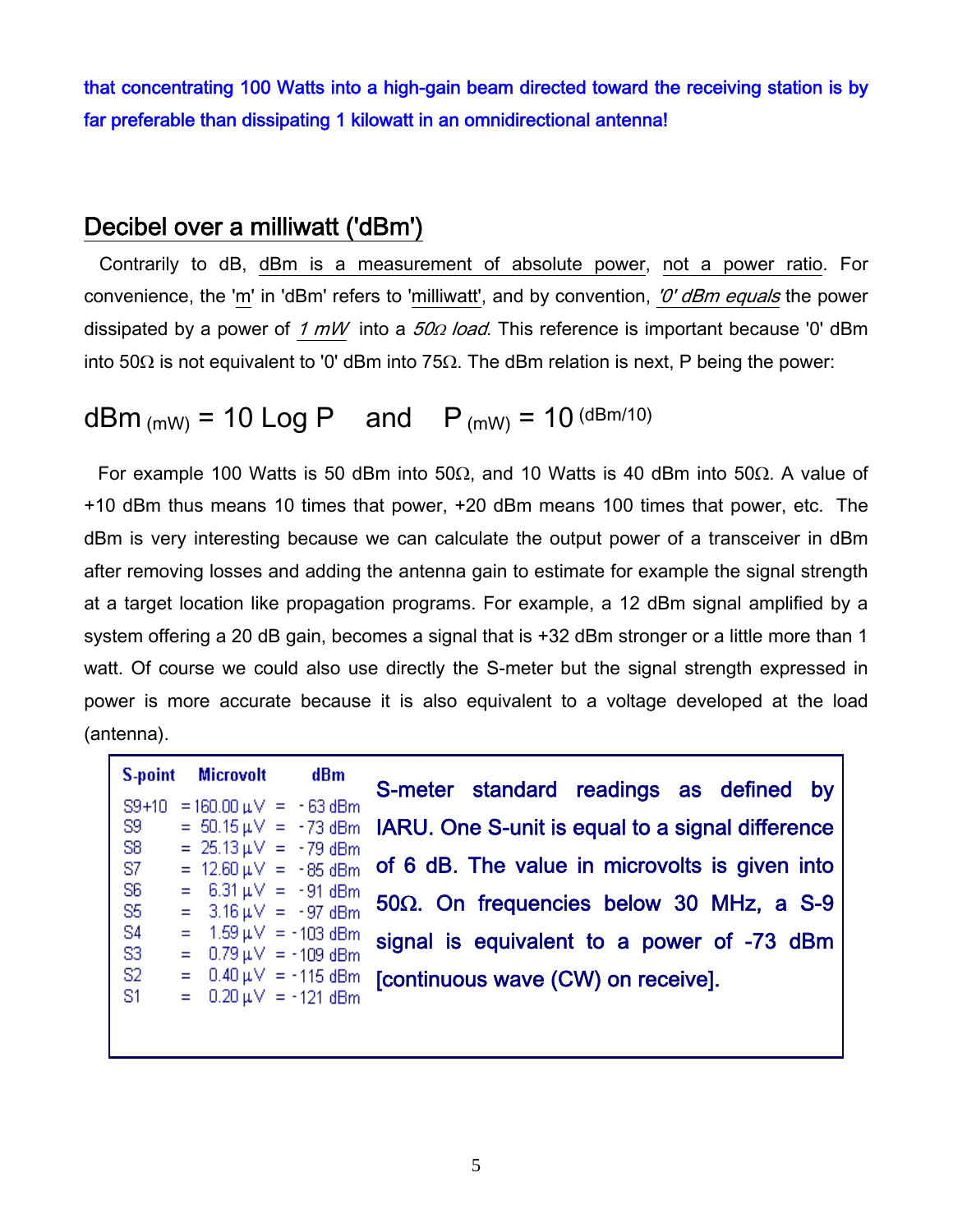**that concentrating 100 Watts into a high-gain beam directed toward the receiving station is by far preferable than dissipating 1 kilowatt in an omnidirectional antenna!**

## Decibel over a milliwatt ('dBm')

Contrarily to dB, dBm is a measurement of absolute power, not a power ratio. For convenience, the 'm' in 'dBm' refers to 'milliwatt', and by convention, *'0' dBm equals* the power dissipated by a power of *1 mW* into a *50Ω load*. This reference is important because '0' dBm into 50Ω is not equivalent to '0' dBm into 75Ω. The dBm relation is next, P being the power:

$$\text{dBm}_{(\text{mW})} = 10 \text{ Log P} \quad \text{and} \quad \text{P}_{(\text{mW})} = 10^{(\text{dBm}/10)}$$

For example 100 Watts is 50 dBm into 50Ω, and 10 Watts is 40 dBm into 50Ω. A value of +10 dBm thus means 10 times that power, +20 dBm means 100 times that power, etc. The dBm is very interesting because we can calculate the output power of a transceiver in dBm after removing losses and adding the antenna gain to estimate for example the signal strength at a target location like propagation programs. For example, a 12 dBm signal amplified by a system offering a 20 dB gain, becomes a signal that is +32 dBm stronger or a little more than 1 watt. Of course we could also use directly the S-meter but the signal strength expressed in power is more accurate because it is also equivalent to a voltage developed at the load (antenna).

| S-point | Microvolt | dBm |
|---|---|---|
| S9+10 | = 160.00 µV | = -63 dBm |
| S9 | = 50.15 µV | = -73 dBm |
| S8 | = 25.13 µV | = -79 dBm |
| S7 | = 12.60 µV | = -85 dBm |
| S6 | = 6.31 µV | = -91 dBm |
| S5 | = 3.16 µV | = -97 dBm |
| S4 | = 1.59 µV | = -103 dBm |
| S3 | = 0.79 µV | = -109 dBm |
| S2 | = 0.40 µV | = -115 dBm |
| S1 | = 0.20 µV | = -121 dBm |

**S-meter standard readings as defined by IARU. One S-unit is equal to a signal difference of 6 dB. The value in microvolts is given into 50Ω. On frequencies below 30 MHz, a S-9 signal is equivalent to a power of -73 dBm [continuous wave (CW) on receive].**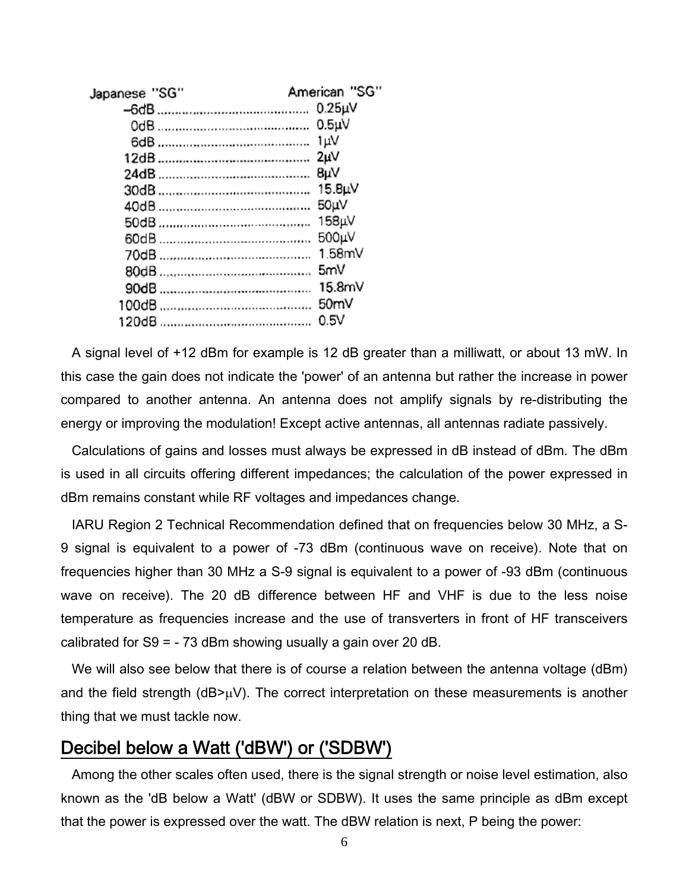| Japanese "SG" | American "SG" |
|---|---|
| –6dB | 0.25μV |
| 0dB | 0.5μV |
| 6dB | 1μV |
| 12dB | 2μV |
| 24dB | 8μV |
| 30dB | 15.8μV |
| 40dB | 50μV |
| 50dB | 158μV |
| 60dB | 500μV |
| 70dB | 1.58mV |
| 80dB | 5mV |
| 90dB | 15.8mV |
| 100dB | 50mV |
| 120dB | 0.5V |

A signal level of +12 dBm for example is 12 dB greater than a milliwatt, or about 13 mW. In this case the gain does not indicate the 'power' of an antenna but rather the increase in power compared to another antenna. An antenna does not amplify signals by re-distributing the energy or improving the modulation! Except active antennas, all antennas radiate passively.

Calculations of gains and losses must always be expressed in dB instead of dBm. The dBm is used in all circuits offering different impedances; the calculation of the power expressed in dBm remains constant while RF voltages and impedances change.

IARU Region 2 Technical Recommendation defined that on frequencies below 30 MHz, a S-9 signal is equivalent to a power of -73 dBm (continuous wave on receive). Note that on frequencies higher than 30 MHz a S-9 signal is equivalent to a power of -93 dBm (continuous wave on receive). The 20 dB difference between HF and VHF is due to the less noise temperature as frequencies increase and the use of transverters in front of HF transceivers calibrated for S9 = - 73 dBm showing usually a gain over 20 dB.

We will also see below that there is of course a relation between the antenna voltage (dBm) and the field strength (dB>μV). The correct interpretation on these measurements is another thing that we must tackle now.

## Decibel below a Watt ('dBW') or ('SDBW')

Among the other scales often used, there is the signal strength or noise level estimation, also known as the 'dB below a Watt' (dBW or SDBW). It uses the same principle as dBm except that the power is expressed over the watt. The dBW relation is next, P being the power: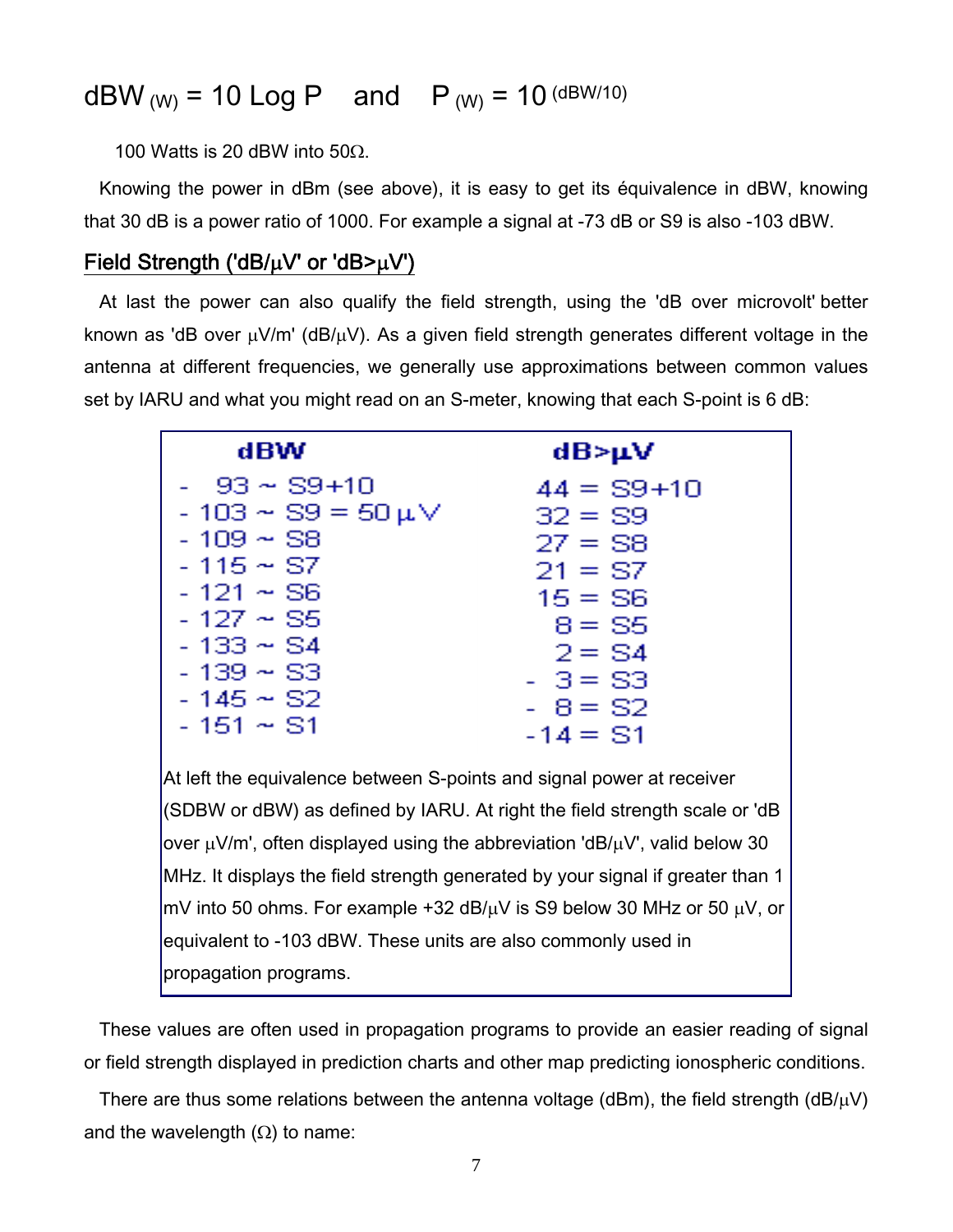$dBW_{(W)} = 10 \text{ Log P}$ and $P_{(W)} = 10^{(dBW/10)}$

100 Watts is 20 dBW into 50Ω.

Knowing the power in dBm (see above), it is easy to get its équivalence in dBW, knowing that 30 dB is a power ratio of 1000. For example a signal at -73 dB or S9 is also -103 dBW.

## Field Strength ('dB/µV' or 'dB>µV')

At last the power can also qualify the field strength, using the 'dB over microvolt' better known as 'dB over µV/m' (dB/µV). As a given field strength generates different voltage in the antenna at different frequencies, we generally use approximations between common values set by IARU and what you might read on an S-meter, knowing that each S-point is 6 dB:

| dBW | dB>µV |
|---|---|
| - 93 ~ S9+10 | 44 = S9+10 |
| - 103 ~ S9 = 50 µV | 32 = S9 |
| - 109 ~ S8 | 27 = S8 |
| - 115 ~ S7 | 21 = S7 |
| - 121 ~ S6 | 15 = S6 |
| - 127 ~ S5 | 8 = S5 |
| - 133 ~ S4 | 2 = S4 |
| - 139 ~ S3 | - 3 = S3 |
| - 145 ~ S2 | - 8 = S2 |
| - 151 ~ S1 | -14 = S1 |

At left the equivalence between S-points and signal power at receiver (SDBW or dBW) as defined by IARU. At right the field strength scale or 'dB over µV/m', often displayed using the abbreviation 'dB/µV', valid below 30 MHz. It displays the field strength generated by your signal if greater than 1 mV into 50 ohms. For example +32 dB/µV is S9 below 30 MHz or 50 µV, or equivalent to -103 dBW. These units are also commonly used in propagation programs.

These values are often used in propagation programs to provide an easier reading of signal or field strength displayed in prediction charts and other map predicting ionospheric conditions.

There are thus some relations between the antenna voltage (dBm), the field strength (dB/µV) and the wavelength (Ω) to name: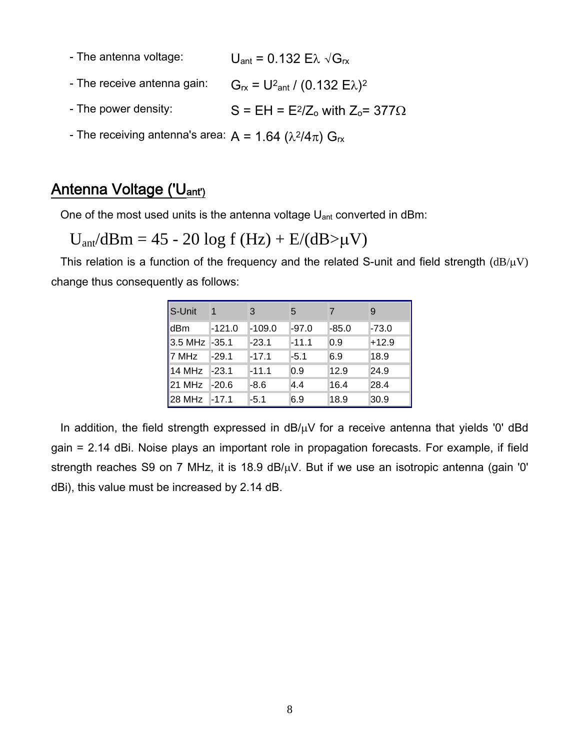- The antenna voltage: $U_{ant} = 0.132\ E\lambda\ \sqrt{G_{rx}}$
- The receive antenna gain: $G_{rx} = U^2_{ant} / (0.132\ E\lambda)^2$
- The power density: $S = EH = E^2/Z_o$ with $Z_o = 377\Omega$
- The receiving antenna's area: $A = 1.64\ (\lambda^2/4\pi)\ G_{rx}$

## Antenna Voltage ('$U_{ant}$')

One of the most used units is the antenna voltage $U_{ant}$ converted in dBm:

$$U_{ant}/\text{dBm} = 45 - 20 \log f\ (\text{Hz}) + E/(\text{dB}{>}\mu\text{V})$$

This relation is a function of the frequency and the related S-unit and field strength (dB/μV) change thus consequently as follows:

| S-Unit | 1 | 3 | 5 | 7 | 9 |
|---|---|---|---|---|---|
| dBm | -121.0 | -109.0 | -97.0 | -85.0 | -73.0 |
| 3.5 MHz | -35.1 | -23.1 | -11.1 | 0.9 | +12.9 |
| 7 MHz | -29.1 | -17.1 | -5.1 | 6.9 | 18.9 |
| 14 MHz | -23.1 | -11.1 | 0.9 | 12.9 | 24.9 |
| 21 MHz | -20.6 | -8.6 | 4.4 | 16.4 | 28.4 |
| 28 MHz | -17.1 | -5.1 | 6.9 | 18.9 | 30.9 |

In addition, the field strength expressed in dB/μV for a receive antenna that yields '0' dBd gain = 2.14 dBi. Noise plays an important role in propagation forecasts. For example, if field strength reaches S9 on 7 MHz, it is 18.9 dB/μV. But if we use an isotropic antenna (gain '0' dBi), this value must be increased by 2.14 dB.